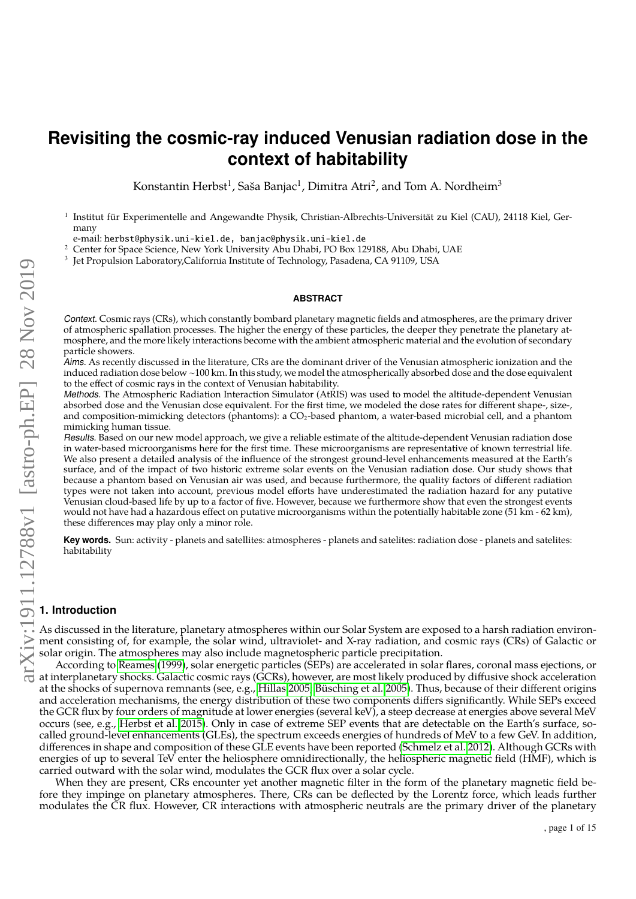# Revisiting the cosmic-ray induced Venusian radiation dose in the context of habitability

Konstantin Herbst[1], Saša Banjac[1], Dimitra Atri[2], and Tom A. Nordheim[3]

[1] Institut für Experimentelle und Angewandte Physik, Christian-Albrechts-Universität zu Kiel (CAU), 24118 Kiel, Germany
e-mail: herbst@physik.uni-kiel.de, banjac@physik.uni-kiel.de

[2] Center for Space Science, New York University Abu Dhabi, PO Box 129188, Abu Dhabi, UAE

[3] Jet Propulsion Laboratory,California Institute of Technology, Pasadena, CA 91109, USA

## ABSTRACT

*Context.* Cosmic rays (CRs), which constantly bombard planetary magnetic fields and atmospheres, are the primary driver of atmospheric spallation processes. The higher the energy of these particles, the deeper they penetrate the planetary atmosphere, and the more likely interactions become with the ambient atmospheric material and the evolution of secondary particle showers.

*Aims.* As recently discussed in the literature, CRs are the dominant driver of the Venusian atmospheric ionization and the induced radiation dose below ~100 km. In this study, we model the atmospherically absorbed dose and the dose equivalent to the effect of cosmic rays in the context of Venusian habitability.

*Methods.* The Atmospheric Radiation Interaction Simulator (AtRIS) was used to model the altitude-dependent Venusian absorbed dose and the Venusian dose equivalent. For the first time, we modeled the dose rates for different shape-, size-, and composition-mimicking detectors (phantoms): a $CO_2$-based phantom, a water-based microbial cell, and a phantom mimicking human tissue.

*Results.* Based on our new model approach, we give a reliable estimate of the altitude-dependent Venusian radiation dose in water-based microorganisms here for the first time. These microorganisms are representative of known terrestrial life. We also present a detailed analysis of the influence of the strongest ground-level enhancements measured at the Earth's surface, and of the impact of two historic extreme solar events on the Venusian radiation dose. Our study shows that because a phantom based on Venusian air was used, and because furthermore, the quality factors of different radiation types were not taken into account, previous model efforts have underestimated the radiation hazard for any putative Venusian cloud-based life by up to a factor of five. However, because we furthermore show that even the strongest events would not have had a hazardous effect on putative microorganisms within the potentially habitable zone (51 km - 62 km), these differences may play only a minor role.

**Key words.** Sun: activity - planets and satellites: atmospheres - planets and satelites: radiation dose - planets and satelites: habitability

## 1. Introduction

As discussed in the literature, planetary atmospheres within our Solar System are exposed to a harsh radiation environment consisting of, for example, the solar wind, ultraviolet- and X-ray radiation, and cosmic rays (CRs) of Galactic or solar origin. The atmospheres may also include magnetospheric particle precipitation.

According to Reames (1999), solar energetic particles (SEPs) are accelerated in solar flares, coronal mass ejections, or at interplanetary shocks. Galactic cosmic rays (GCRs), however, are most likely produced by diffusive shock acceleration at the shocks of supernova remnants (see, e.g., Hillas 2005; Büsching et al. 2005). Thus, because of their different origins and acceleration mechanisms, the energy distribution of these two components differs significantly. While SEPs exceed the GCR flux by four orders of magnitude at lower energies (several keV), a steep decrease at energies above several MeV occurs (see, e.g., Herbst et al. 2015). Only in case of extreme SEP events that are detectable on the Earth's surface, so-called ground-level enhancements (GLEs), the spectrum exceeds energies of hundreds of MeV to a few GeV. In addition, differences in shape and composition of these GLE events have been reported (Schmelz et al. 2012). Although GCRs with energies of up to several TeV enter the heliosphere omnidirectionally, the heliospheric magnetic field (HMF), which is carried outward with the solar wind, modulates the GCR flux over a solar cycle.

When they are present, CRs encounter yet another magnetic filter in the form of the planetary magnetic field before they impinge on planetary atmospheres. There, CRs can be deflected by the Lorentz force, which leads further modulates the CR flux. However, CR interactions with atmospheric neutrals are the primary driver of the planetary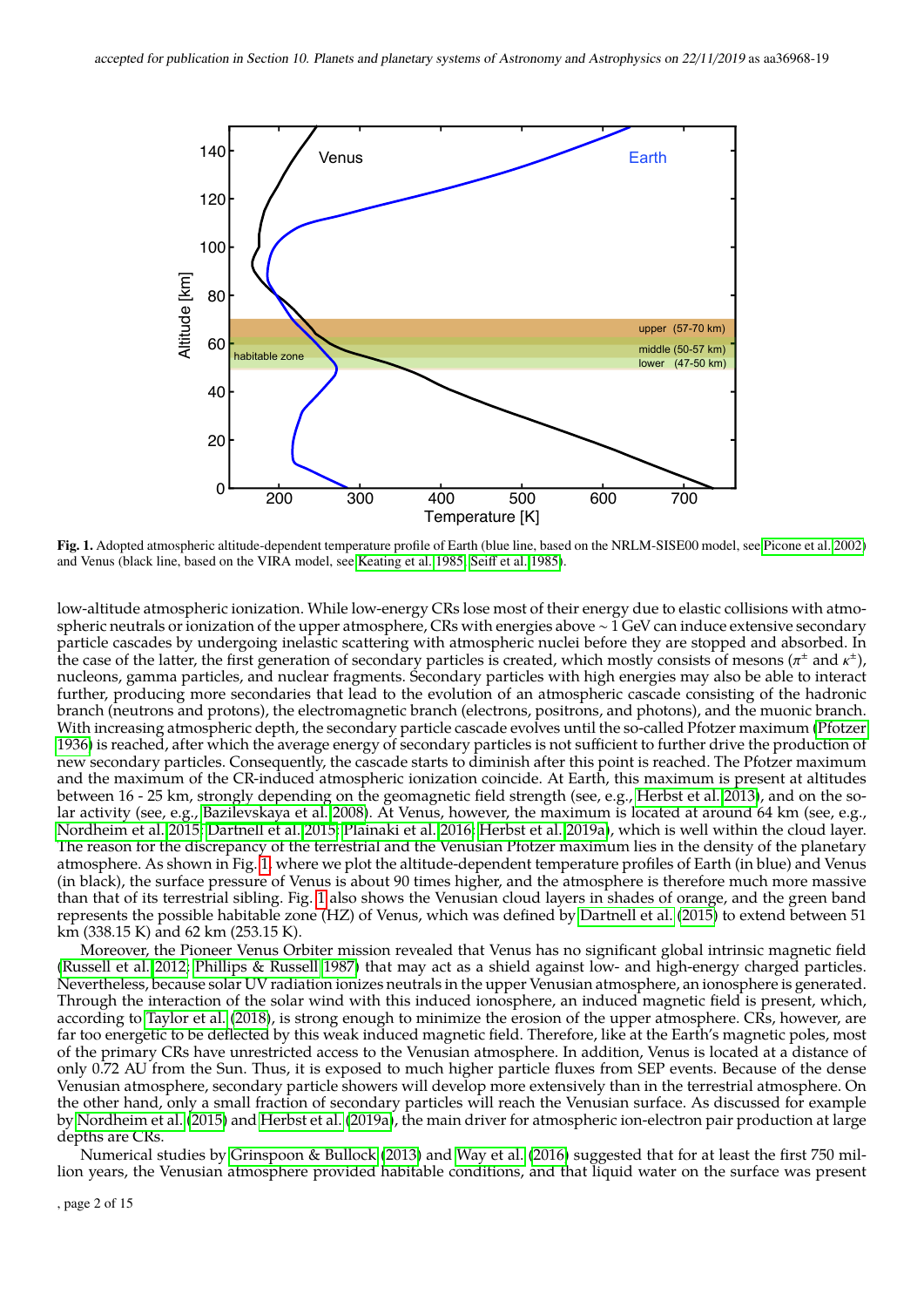Fig. 1. Adopted atmospheric altitude-dependent temperature profile of Earth (blue line, based on the NRLM-SISE00 model, see Picone et al. 2002) and Venus (black line, based on the VIRA model, see Keating et al. 1985; Seiff et al. 1985).

low-altitude atmospheric ionization. While low-energy CRs lose most of their energy due to elastic collisions with atmospheric neutrals or ionization of the upper atmosphere, CRs with energies above ~ 1 GeV can induce extensive secondary particle cascades by undergoing inelastic scattering with atmospheric nuclei before they are stopped and absorbed. In the case of the latter, the first generation of secondary particles is created, which mostly consists of mesons ($\pi^{\pm}$ and $\kappa^{\pm}$), nucleons, gamma particles, and nuclear fragments. Secondary particles with high energies may also be able to interact further, producing more secondaries that lead to the evolution of an atmospheric cascade consisting of the hadronic branch (neutrons and protons), the electromagnetic branch (electrons, positrons, and photons), and the muonic branch. With increasing atmospheric depth, the secondary particle cascade evolves until the so-called Pfotzer maximum (Pfotzer 1936) is reached, after which the average energy of secondary particles is not sufficient to further drive the production of new secondary particles. Consequently, the cascade starts to diminish after this point is reached. The Pfotzer maximum and the maximum of the CR-induced atmospheric ionization coincide. At Earth, this maximum is present at altitudes between 16 - 25 km, strongly depending on the geomagnetic field strength (see, e.g., Herbst et al. 2013), and on the solar activity (see, e.g., Bazilevskaya et al. 2008). At Venus, however, the maximum is located at around 64 km (see, e.g., Nordheim et al. 2015; Dartnell et al. 2015; Plainaki et al. 2016; Herbst et al. 2019a), which is well within the cloud layer. The reason for the discrepancy of the terrestrial and the Venusian Pfotzer maximum lies in the density of the planetary atmosphere. As shown in Fig. 1, where we plot the altitude-dependent temperature profiles of Earth (in blue) and Venus (in black), the surface pressure of Venus is about 90 times higher, and the atmosphere is therefore much more massive than that of its terrestrial sibling. Fig. 1 also shows the Venusian cloud layers in shades of orange, and the green band represents the possible habitable zone (HZ) of Venus, which was defined by Dartnell et al. (2015) to extend between 51 km (338.15 K) and 62 km (253.15 K).

Moreover, the Pioneer Venus Orbiter mission revealed that Venus has no significant global intrinsic magnetic field (Russell et al. 2012; Phillips & Russell 1987) that may act as a shield against low- and high-energy charged particles. Nevertheless, because solar UV radiation ionizes neutrals in the upper Venusian atmosphere, an ionosphere is generated. Through the interaction of the solar wind with this induced ionosphere, an induced magnetic field is present, which, according to Taylor et al. (2018), is strong enough to minimize the erosion of the upper atmosphere. CRs, however, are far too energetic to be deflected by this weak induced magnetic field. Therefore, like at the Earth's magnetic poles, most of the primary CRs have unrestricted access to the Venusian atmosphere. In addition, Venus is located at a distance of only 0.72 AU from the Sun. Thus, it is exposed to much higher particle fluxes from SEP events. Because of the dense Venusian atmosphere, secondary particle showers will develop more extensively than in the terrestrial atmosphere. On the other hand, only a small fraction of secondary particles will reach the Venusian surface. As discussed for example by Nordheim et al. (2015) and Herbst et al. (2019a), the main driver for atmospheric ion-electron pair production at large depths are CRs.

Numerical studies by Grinspoon & Bullock (2013) and Way et al. (2016) suggested that for at least the first 750 million years, the Venusian atmosphere provided habitable conditions, and that liquid water on the surface was present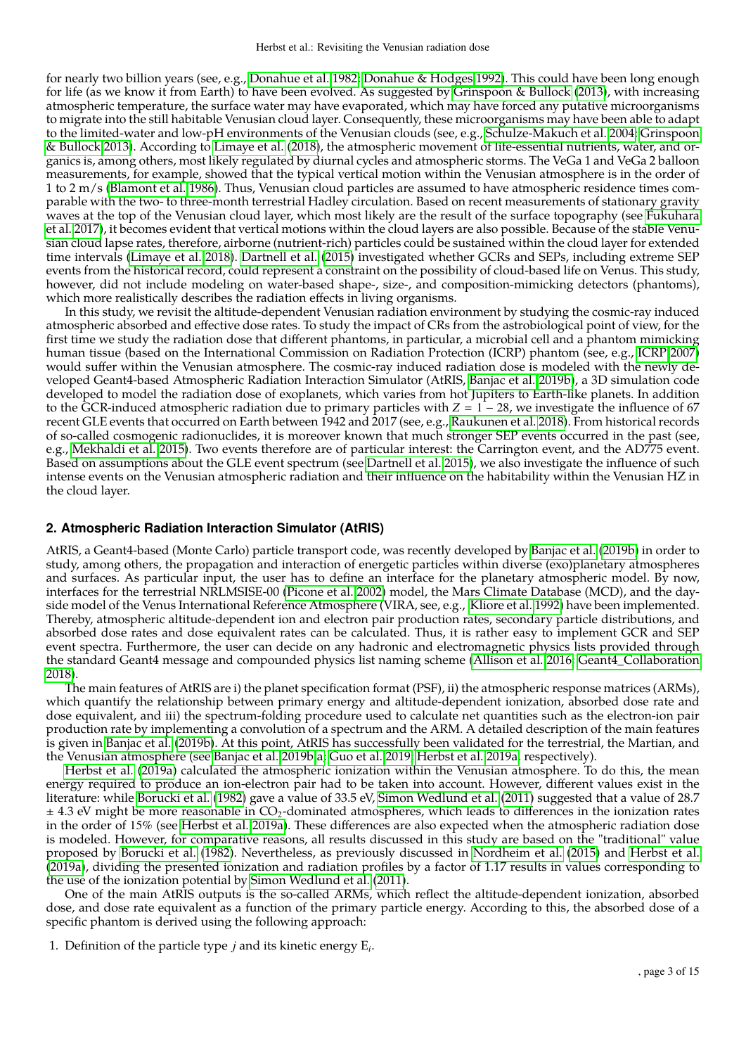for nearly two billion years (see, e.g., Donahue et al. 1982; Donahue & Hodges 1992). This could have been long enough for life (as we know it from Earth) to have been evolved. As suggested by Grinspoon & Bullock (2013), with increasing atmospheric temperature, the surface water may have evaporated, which may have forced any putative microorganisms to migrate into the still habitable Venusian cloud layer. Consequently, these microorganisms may have been able to adapt to the limited-water and low-pH environments of the Venusian clouds (see, e.g., Schulze-Makuch et al. 2004; Grinspoon & Bullock 2013). According to Limaye et al. (2018), the atmospheric movement of life-essential nutrients, water, and organics is, among others, most likely regulated by diurnal cycles and atmospheric storms. The VeGa 1 and VeGa 2 balloon measurements, for example, showed that the typical vertical motion within the Venusian atmosphere is in the order of 1 to 2 m/s (Blamont et al. 1986). Thus, Venusian cloud particles are assumed to have atmospheric residence times comparable with the two- to three-month terrestrial Hadley circulation. Based on recent measurements of stationary gravity waves at the top of the Venusian cloud layer, which most likely are the result of the surface topography (see Fukuhara et al. 2017), it becomes evident that vertical motions within the cloud layers are also possible. Because of the stable Venusian cloud lapse rates, therefore, airborne (nutrient-rich) particles could be sustained within the cloud layer for extended time intervals (Limaye et al. 2018). Dartnell et al. (2015) investigated whether GCRs and SEPs, including extreme SEP events from the historical record, could represent a constraint on the possibility of cloud-based life on Venus. This study, however, did not include modeling on water-based shape-, size-, and composition-mimicking detectors (phantoms), which more realistically describes the radiation effects in living organisms.

In this study, we revisit the altitude-dependent Venusian radiation environment by studying the cosmic-ray induced atmospheric absorbed and effective dose rates. To study the impact of CRs from the astrobiological point of view, for the first time we study the radiation dose that different phantoms, in particular, a microbial cell and a phantom mimicking human tissue (based on the International Commission on Radiation Protection (ICRP) phantom (see, e.g., ICRP 2007) would suffer within the Venusian atmosphere. The cosmic-ray induced radiation dose is modeled with the newly developed Geant4-based Atmospheric Radiation Interaction Simulator (AtRIS, Banjac et al. 2019b), a 3D simulation code developed to model the radiation dose of exoplanets, which varies from hot Jupiters to Earth-like planets. In addition to the GCR-induced atmospheric radiation due to primary particles with $Z = 1 - 28$, we investigate the influence of 67 recent GLE events that occurred on Earth between 1942 and 2017 (see, e.g., Raukunen et al. 2018). From historical records of so-called cosmogenic radionuclides, it is moreover known that much stronger SEP events occurred in the past (see, e.g., Mekhaldi et al. 2015). Two events therefore are of particular interest: the Carrington event, and the AD775 event. Based on assumptions about the GLE event spectrum (see Dartnell et al. 2015), we also investigate the influence of such intense events on the Venusian atmospheric radiation and their influence on the habitability within the Venusian HZ in the cloud layer.

## 2. Atmospheric Radiation Interaction Simulator (AtRIS)

AtRIS, a Geant4-based (Monte Carlo) particle transport code, was recently developed by Banjac et al. (2019b) in order to study, among others, the propagation and interaction of energetic particles within diverse (exo)planetary atmospheres and surfaces. As particular input, the user has to define an interface for the planetary atmospheric model. By now, interfaces for the terrestrial NRLMSISE-00 (Picone et al. 2002) model, the Mars Climate Database (MCD), and the dayside model of the Venus International Reference Atmosphere (VIRA, see, e.g., Kliore et al. 1992) have been implemented. Thereby, atmospheric altitude-dependent ion and electron pair production rates, secondary particle distributions, and absorbed dose rates and dose equivalent rates can be calculated. Thus, it is rather easy to implement GCR and SEP event spectra. Furthermore, the user can decide on any hadronic and electromagnetic physics lists provided through the standard Geant4 message and compounded physics list naming scheme (Allison et al. 2016; Geant4_Collaboration 2018).

The main features of AtRIS are i) the planet specification format (PSF), ii) the atmospheric response matrices (ARMs), which quantify the relationship between primary energy and altitude-dependent ionization, absorbed dose rate and dose equivalent, and iii) the spectrum-folding procedure used to calculate net quantities such as the electron-ion pair production rate by implementing a convolution of a spectrum and the ARM. A detailed description of the main features is given in Banjac et al. (2019b). At this point, AtRIS has successfully been validated for the terrestrial, the Martian, and the Venusian atmosphere (see Banjac et al. 2019b,a; Guo et al. 2019; Herbst et al. 2019a, respectively).

Herbst et al. (2019a) calculated the atmospheric ionization within the Venusian atmosphere. To do this, the mean energy required to produce an ion-electron pair had to be taken into account. However, different values exist in the literature: while Borucki et al. (1982) gave a value of 33.5 eV, Simon Wedlund et al. (2011) suggested that a value of 28.7 ± 4.3 eV might be more reasonable in $CO_2$-dominated atmospheres, which leads to differences in the ionization rates in the order of 15% (see Herbst et al. 2019a). These differences are also expected when the atmospheric radiation dose is modeled. However, for comparative reasons, all results discussed in this study are based on the "traditional" value proposed by Borucki et al. (1982). Nevertheless, as previously discussed in Nordheim et al. (2015) and Herbst et al. (2019a), dividing the presented ionization and radiation profiles by a factor of 1.17 results in values corresponding to the use of the ionization potential by Simon Wedlund et al. (2011).

One of the main AtRIS outputs is the so-called ARMs, which reflect the altitude-dependent ionization, absorbed dose, and dose rate equivalent as a function of the primary particle energy. According to this, the absorbed dose of a specific phantom is derived using the following approach:

1. Definition of the particle type $j$ and its kinetic energy $E_i$.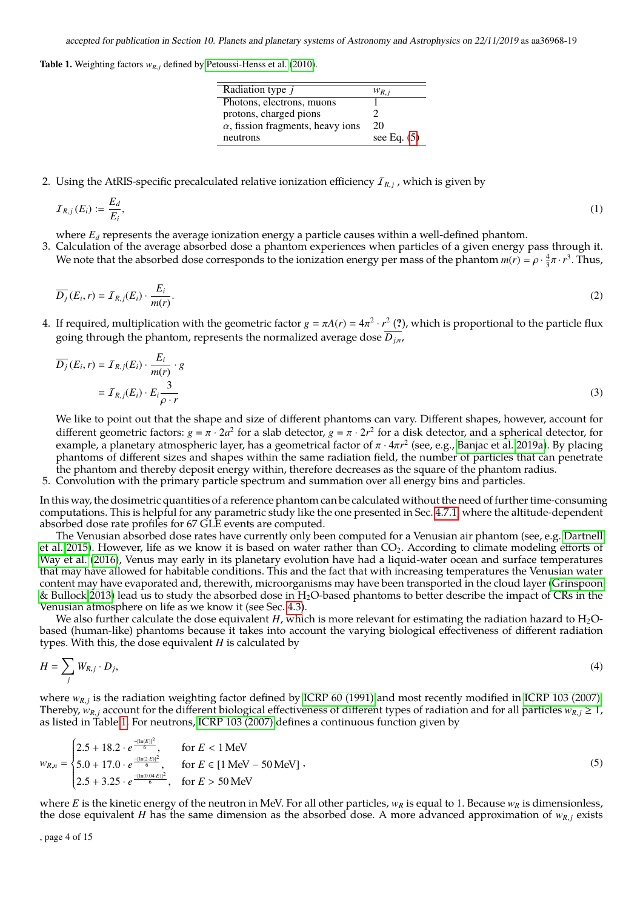**Table 1.** Weighting factors $w_{R,j}$ defined by Petoussi-Henss et al. (2010).

| Radiation type $j$ | $w_{R,j}$ |
|---|---|
| Photons, electrons, muons | 1 |
| protons, charged pions | 2 |
| $\alpha$, fission fragments, heavy ions | 20 |
| neutrons | see Eq. (5) |

2. Using the AtRIS-specific precalculated relative ionization efficiency $\mathcal{I}_{R,j}$ , which is given by

$$\mathcal{I}_{R,j}(E_i) := \frac{E_d}{E_i}, \tag{1}$$

where $E_d$ represents the average ionization energy a particle causes within a well-defined phantom.

3. Calculation of the average absorbed dose a phantom experiences when particles of a given energy pass through it. We note that the absorbed dose corresponds to the ionization energy per mass of the phantom $m(r) = \rho \cdot \frac{4}{3}\pi \cdot r^3$. Thus,

$$\overline{D_j}(E_i, r) = \mathcal{I}_{R,j}(E_i) \cdot \frac{E_i}{m(r)}. \tag{2}$$

4. If required, multiplication with the geometric factor $g = \pi A(r) = 4\pi^2 \cdot r^2$ (?), which is proportional to the particle flux going through the phantom, represents the normalized average dose $\overline{D_{j,n}}$,

$$\begin{aligned}\overline{D_j}(E_i, r) &= \mathcal{I}_{R,j}(E_i) \cdot \frac{E_i}{m(r)} \cdot g \\ &= \mathcal{I}_{R,j}(E_i) \cdot E_i \frac{3}{\rho \cdot r}\end{aligned} \tag{3}$$

We like to point out that the shape and size of different phantoms can vary. Different shapes, however, account for different geometric factors: $g = \pi \cdot 2a^2$ for a slab detector, $g = \pi \cdot 2r^2$ for a disk detector, and a spherical detector, for example, a planetary atmospheric layer, has a geometrical factor of $\pi \cdot 4\pi r^2$ (see, e.g., Banjac et al. 2019a). By placing phantoms of different sizes and shapes within the same radiation field, the number of particles that can penetrate the phantom and thereby deposit energy within, therefore decreases as the square of the phantom radius.

5. Convolution with the primary particle spectrum and summation over all energy bins and particles.

In this way, the dosimetric quantities of a reference phantom can be calculated without the need of further time-consuming computations. This is helpful for any parametric study like the one presented in Sec. 4.7.1 where the altitude-dependent absorbed dose rate profiles for 67 GLE events are computed.

The Venusian absorbed dose rates have currently only been computed for a Venusian air phantom (see, e.g. Dartnell et al. 2015). However, life as we know it is based on water rather than $CO_2$. According to climate modeling efforts of Way et al. (2016), Venus may early in its planetary evolution have had a liquid-water ocean and surface temperatures that may have allowed for habitable conditions. This and the fact that with increasing temperatures the Venusian water content may have evaporated and, therewith, microorganisms may have been transported in the cloud layer (Grinspoon & Bullock 2013) lead us to study the absorbed dose in $H_2O$-based phantoms to better describe the impact of CRs in the Venusian atmosphere on life as we know it (see Sec. 4.3).

We also further calculate the dose equivalent $H$, which is more relevant for estimating the radiation hazard to $H_2O$-based (human-like) phantoms because it takes into account the varying biological effectiveness of different radiation types. With this, the dose equivalent $H$ is calculated by

$$H = \sum_j W_{R,j} \cdot D_j, \tag{4}$$

where $w_{R,j}$ is the radiation weighting factor defined by ICRP 60 (1991) and most recently modified in ICRP 103 (2007). Thereby, $w_{R,j}$ account for the different biological effectiveness of different types of radiation and for all particles $w_{R,j} \geq 1$, as listed in Table 1. For neutrons, ICRP 103 (2007) defines a continuous function given by

$$w_{R,n} = \begin{cases} 2.5 + 18.2 \cdot e^{\frac{-[\ln(E)]^2}{6}}, & \text{for } E < 1\,\text{MeV} \\ 5.0 + 17.0 \cdot e^{\frac{-[\ln(2 \cdot E)]^2}{6}}, & \text{for } E \in [1\,\text{MeV} - 50\,\text{MeV}] \\ 2.5 + 3.25 \cdot e^{\frac{-[\ln(0.04 \cdot E)]^2}{6}}, & \text{for } E > 50\,\text{MeV} \end{cases}, \tag{5}$$

where $E$ is the kinetic energy of the neutron in MeV. For all other particles, $w_R$ is equal to 1. Because $w_R$ is dimensionless, the dose equivalent $H$ has the same dimension as the absorbed dose. A more advanced approximation of $w_{R,j}$ exists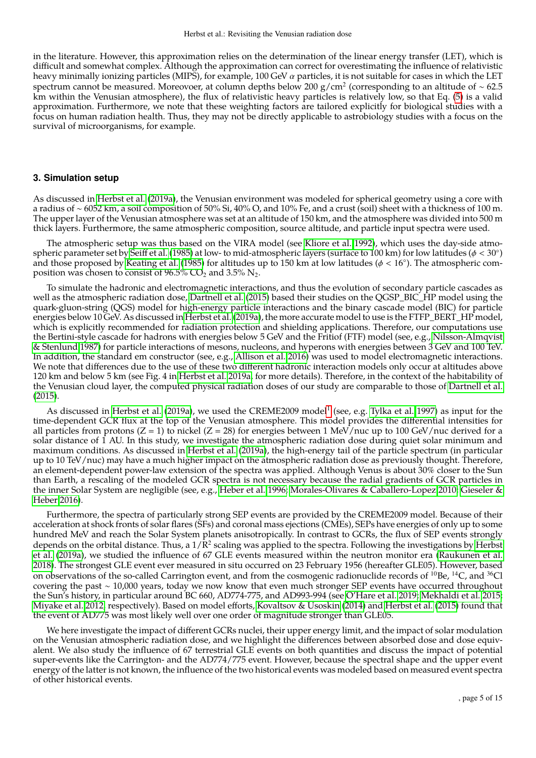in the literature. However, this approximation relies on the determination of the linear energy transfer (LET), which is difficult and somewhat complex. Although the approximation can correct for overestimating the influence of relativistic heavy minimally ionizing particles (MIPS), for example, 100 GeV $\alpha$ particles, it is not suitable for cases in which the LET spectrum cannot be measured. Moreovoer, at column depths below 200 g/cm$^2$ (corresponding to an altitude of ~ 62.5 km within the Venusian atmosphere), the flux of relativistic heavy particles is relatively low, so that Eq. (5) is a valid approximation. Furthermore, we note that these weighting factors are tailored explicitly for biological studies with a focus on human radiation health. Thus, they may not be directly applicable to astrobiology studies with a focus on the survival of microorganisms, for example.

## 3. Simulation setup

As discussed in Herbst et al. (2019a), the Venusian environment was modeled for spherical geometry using a core with a radius of ~ 6052 km, a soil composition of 50% Si, 40% O, and 10% Fe, and a crust (soil) sheet with a thickness of 100 m. The upper layer of the Venusian atmosphere was set at an altitude of 150 km, and the atmosphere was divided into 500 m thick layers. Furthermore, the same atmospheric composition, source altitude, and particle input spectra were used.

The atmospheric setup was thus based on the VIRA model (see Kliore et al. 1992), which uses the day-side atmospheric parameter set by Seiff et al. (1985) at low- to mid-atmospheric layers (surface to 100 km) for low latitudes ($\phi < 30°$) and those proposed by Keating et al. (1985) for altitudes up to 150 km at low latitudes ($\phi < 16°$). The atmospheric composition was chosen to consist of 96.5% $CO_2$ and 3.5% $N_2$.

To simulate the hadronic and electromagnetic interactions, and thus the evolution of secondary particle cascades as well as the atmospheric radiation dose, Dartnell et al. (2015) based their studies on the QGSP_BIC_HP model using the quark-gluon-string (QGS) model for high-energy particle interactions and the binary cascade model (BIC) for particle energies below 10 GeV. As discussed in Herbst et al. (2019a), the more accurate model to use is the FTFP_BERT_HP model, which is explicitly recommended for radiation protection and shielding applications. Therefore, our computations use the Bertini-style cascade for hadrons with energies below 5 GeV and the Fritiof (FTF) model (see, e.g., Nilsson-Almqvist & Stenlund 1987) for particle interactions of mesons, nucleons, and hyperons with energies between 3 GeV and 100 TeV. In addition, the standard em constructor (see, e.g., Allison et al. 2016) was used to model electromagnetic interactions. We note that differences due to the use of these two different hadronic interaction models only occur at altitudes above 120 km and below 5 km (see Fig. 4 in Herbst et al. 2019a, for more details). Therefore, in the context of the habitability of the Venusian cloud layer, the computed physical radiation doses of our study are comparable to those of Dartnell et al. (2015).

As discussed in Herbst et al. (2019a), we used the CREME2009 model[1] (see, e.g. Tylka et al. 1997) as input for the time-dependent GCR flux at the top of the Venusian atmosphere. This model provides the differential intensities for all particles from protons (Z = 1) to nickel (Z = 28) for energies between 1 MeV/nuc up to 100 GeV/nuc derived for a solar distance of 1 AU. In this study, we investigate the atmospheric radiation dose during quiet solar minimum and maximum conditions. As discussed in Herbst et al. (2019a), the high-energy tail of the particle spectrum (in particular up to 10 TeV/nuc) may have a much higher impact on the atmospheric radiation dose as previously thought. Therefore, an element-dependent power-law extension of the spectra was applied. Although Venus is about 30% closer to the Sun than Earth, a rescaling of the modeled GCR spectra is not necessary because the radial gradients of GCR particles in the inner Solar System are negligible (see, e.g., Heber et al. 1996; Morales-Olivares & Caballero-Lopez 2010; Gieseler & Heber 2016).

Furthermore, the spectra of particularly strong SEP events are provided by the CREME2009 model. Because of their acceleration at shock fronts of solar flares (SFs) and coronal mass ejections (CMEs), SEPs have energies of only up to some hundred MeV and reach the Solar System planets anisotropically. In contrast to GCRs, the flux of SEP events strongly depends on the orbital distance. Thus, a $1/R^2$ scaling was applied to the spectra. Following the investigations by Herbst et al. (2019a), we studied the influence of 67 GLE events measured within the neutron monitor era (Raukunen et al. 2018). The strongest GLE event ever measured in situ occurred on 23 February 1956 (hereafter GLE05). However, based on observations of the so-called Carrington event, and from the cosmogenic radionuclide records of $^{10}$Be, $^{14}$C, and $^{36}$Cl covering the past ~ 10,000 years, today we now know that even much stronger SEP events have occurred throughout the Sun's history, in particular around BC 660, AD774-775, and AD993-994 (see O'Hare et al. 2019; Mekhaldi et al. 2015; Miyake et al. 2012, respectively). Based on model efforts, Kovaltsov & Usoskin (2014) and Herbst et al. (2015) found that the event of AD775 was most likely well over one order of magnitude stronger than GLE05.

We here investigate the impact of different GCRs nuclei, their upper energy limit, and the impact of solar modulation on the Venusian atmospheric radiation dose, and we highlight the differences between absorbed dose and dose equivalent. We also study the influence of 67 terrestrial GLE events on both quantities and discuss the impact of potential super-events like the Carrington- and the AD774/775 event. However, because the spectral shape and the upper event energy of the latter is not known, the influence of the two historical events was modeled based on measured event spectra of other historical events.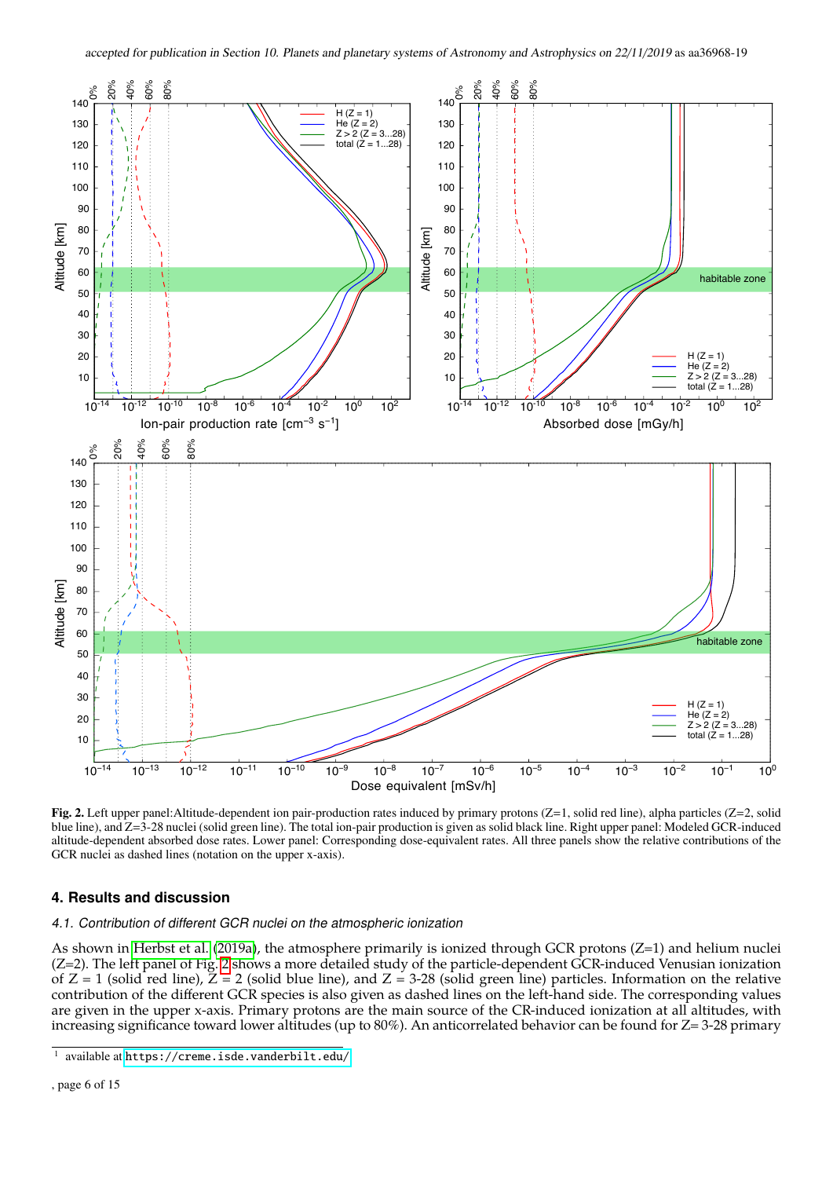**Fig. 2.** Left upper panel:Altitude-dependent ion pair-production rates induced by primary protons (Z=1, solid red line), alpha particles (Z=2, solid blue line), and Z=3-28 nuclei (solid green line). The total ion-pair production is given as solid black line. Right upper panel: Modeled GCR-induced altitude-dependent absorbed dose rates. Lower panel: Corresponding dose-equivalent rates. All three panels show the relative contributions of the GCR nuclei as dashed lines (notation on the upper x-axis).

## 4. Results and discussion

### *4.1. Contribution of different GCR nuclei on the atmospheric ionization*

As shown in Herbst et al. (2019a), the atmosphere primarily is ionized through GCR protons (Z=1) and helium nuclei (Z=2). The left panel of Fig. 2 shows a more detailed study of the particle-dependent GCR-induced Venusian ionization of Z = 1 (solid red line), Z = 2 (solid blue line), and Z = 3-28 (solid green line) particles. Information on the relative contribution of the different GCR species is also given as dashed lines on the left-hand side. The corresponding values are given in the upper x-axis. Primary protons are the main source of the CR-induced ionization at all altitudes, with increasing significance toward lower altitudes (up to 80%). An anticorrelated behavior can be found for Z= 3-28 primary

[1] available at https://creme.isde.vanderbilt.edu/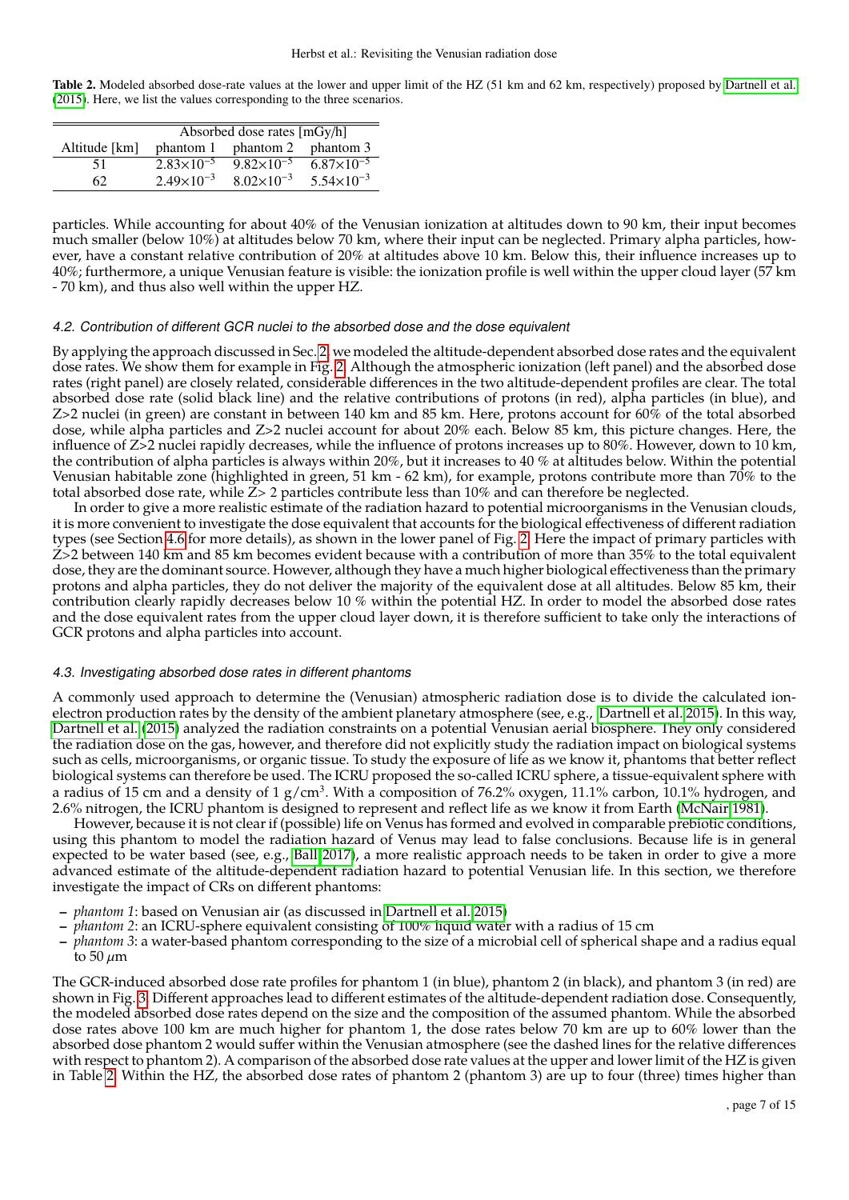**Table 2.** Modeled absorbed dose-rate values at the lower and upper limit of the HZ (51 km and 62 km, respectively) proposed by Dartnell et al. (2015). Here, we list the values corresponding to the three scenarios.

| | Absorbed dose rates [mGy/h] | | |
|---|---|---|---|
| Altitude [km] | phantom 1 | phantom 2 | phantom 3 |
| 51 | $2.83\times10^{-5}$ | $9.82\times10^{-5}$ | $6.87\times10^{-5}$ |
| 62 | $2.49\times10^{-3}$ | $8.02\times10^{-3}$ | $5.54\times10^{-3}$ |

particles. While accounting for about 40% of the Venusian ionization at altitudes down to 90 km, their input becomes much smaller (below 10%) at altitudes below 70 km, where their input can be neglected. Primary alpha particles, however, have a constant relative contribution of 20% at altitudes above 10 km. Below this, their influence increases up to 40%; furthermore, a unique Venusian feature is visible: the ionization profile is well within the upper cloud layer (57 km - 70 km), and thus also well within the upper HZ.

### 4.2. Contribution of different GCR nuclei to the absorbed dose and the dose equivalent

By applying the approach discussed in Sec. 2, we modeled the altitude-dependent absorbed dose rates and the equivalent dose rates. We show them for example in Fig. 2. Although the atmospheric ionization (left panel) and the absorbed dose rates (right panel) are closely related, considerable differences in the two altitude-dependent profiles are clear. The total absorbed dose rate (solid black line) and the relative contributions of protons (in red), alpha particles (in blue), and Z>2 nuclei (in green) are constant in between 140 km and 85 km. Here, protons account for 60% of the total absorbed dose, while alpha particles and Z>2 nuclei account for about 20% each. Below 85 km, this picture changes. Here, the influence of Z>2 nuclei rapidly decreases, while the influence of protons increases up to 80%. However, down to 10 km, the contribution of alpha particles is always within 20%, but it increases to 40 % at altitudes below. Within the potential Venusian habitable zone (highlighted in green, 51 km - 62 km), for example, protons contribute more than 70% to the total absorbed dose rate, while Z> 2 particles contribute less than 10% and can therefore be neglected.

In order to give a more realistic estimate of the radiation hazard to potential microorganisms in the Venusian clouds, it is more convenient to investigate the dose equivalent that accounts for the biological effectiveness of different radiation types (see Section 4.6 for more details), as shown in the lower panel of Fig. 2. Here the impact of primary particles with Z>2 between 140 km and 85 km becomes evident because with a contribution of more than 35% to the total equivalent dose, they are the dominant source. However, although they have a much higher biological effectiveness than the primary protons and alpha particles, they do not deliver the majority of the equivalent dose at all altitudes. Below 85 km, their contribution clearly rapidly decreases below 10 % within the potential HZ. In order to model the absorbed dose rates and the dose equivalent rates from the upper cloud layer down, it is therefore sufficient to take only the interactions of GCR protons and alpha particles into account.

### 4.3. Investigating absorbed dose rates in different phantoms

A commonly used approach to determine the (Venusian) atmospheric radiation dose is to divide the calculated ion-electron production rates by the density of the ambient planetary atmosphere (see, e.g., Dartnell et al. 2015). In this way, Dartnell et al. (2015) analyzed the radiation constraints on a potential Venusian aerial biosphere. They only considered the radiation dose on the gas, however, and therefore did not explicitly study the radiation impact on biological systems such as cells, microorganisms, or organic tissue. To study the exposure of life as we know it, phantoms that better reflect biological systems can therefore be used. The ICRU proposed the so-called ICRU sphere, a tissue-equivalent sphere with a radius of 15 cm and a density of 1 g/cm$^3$. With a composition of 76.2% oxygen, 11.1% carbon, 10.1% hydrogen, and 2.6% nitrogen, the ICRU phantom is designed to represent and reflect life as we know it from Earth (McNair 1981).

However, because it is not clear if (possible) life on Venus has formed and evolved in comparable prebiotic conditions, using this phantom to model the radiation hazard of Venus may lead to false conclusions. Because life is in general expected to be water based (see, e.g., Ball 2017), a more realistic approach needs to be taken in order to give a more advanced estimate of the altitude-dependent radiation hazard to potential Venusian life. In this section, we therefore investigate the impact of CRs on different phantoms:

- *phantom 1*: based on Venusian air (as discussed in Dartnell et al. 2015)
- *phantom 2*: an ICRU-sphere equivalent consisting of 100% liquid water with a radius of 15 cm
- *phantom 3*: a water-based phantom corresponding to the size of a microbial cell of spherical shape and a radius equal to 50 $\mu$m

The GCR-induced absorbed dose rate profiles for phantom 1 (in blue), phantom 2 (in black), and phantom 3 (in red) are shown in Fig. 3. Different approaches lead to different estimates of the altitude-dependent radiation dose. Consequently, the modeled absorbed dose rates depend on the size and the composition of the assumed phantom. While the absorbed dose rates above 100 km are much higher for phantom 1, the dose rates below 70 km are up to 60% lower than the absorbed dose phantom 2 would suffer within the Venusian atmosphere (see the dashed lines for the relative differences with respect to phantom 2). A comparison of the absorbed dose rate values at the upper and lower limit of the HZ is given in Table 2. Within the HZ, the absorbed dose rates of phantom 2 (phantom 3) are up to four (three) times higher than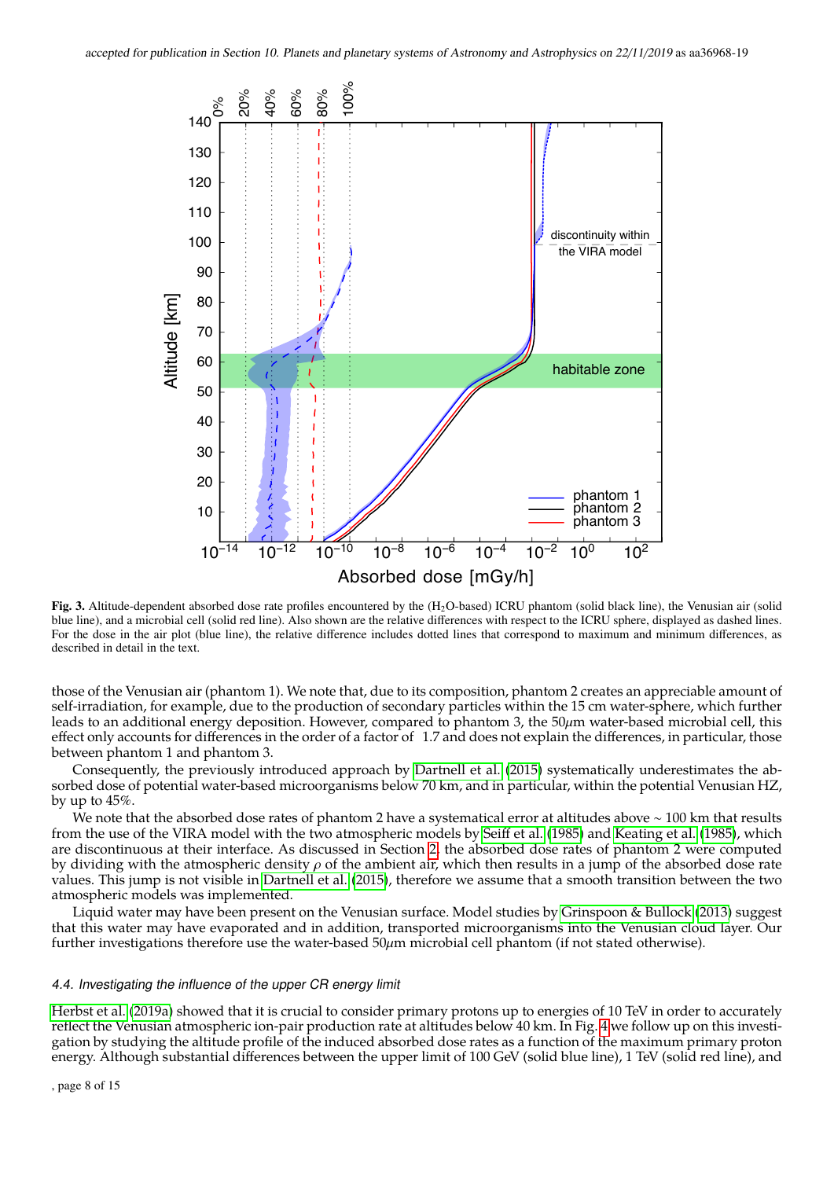**Fig. 3.** Altitude-dependent absorbed dose rate profiles encountered by the ($H_2O$-based) ICRU phantom (solid black line), the Venusian air (solid blue line), and a microbial cell (solid red line). Also shown are the relative differences with respect to the ICRU sphere, displayed as dashed lines. For the dose in the air plot (blue line), the relative difference includes dotted lines that correspond to maximum and minimum differences, as described in detail in the text.

those of the Venusian air (phantom 1). We note that, due to its composition, phantom 2 creates an appreciable amount of self-irradiation, for example, due to the production of secondary particles within the 15 cm water-sphere, which further leads to an additional energy deposition. However, compared to phantom 3, the 50$\mu$m water-based microbial cell, this effect only accounts for differences in the order of a factor of 1.7 and does not explain the differences, in particular, those between phantom 1 and phantom 3.

Consequently, the previously introduced approach by Dartnell et al. (2015) systematically underestimates the absorbed dose of potential water-based microorganisms below 70 km, and in particular, within the potential Venusian HZ, by up to 45%.

We note that the absorbed dose rates of phantom 2 have a systematical error at altitudes above ~ 100 km that results from the use of the VIRA model with the two atmospheric models by Seiff et al. (1985) and Keating et al. (1985), which are discontinuous at their interface. As discussed in Section 2, the absorbed dose rates of phantom 2 were computed by dividing with the atmospheric density $\rho$ of the ambient air, which then results in a jump of the absorbed dose rate values. This jump is not visible in Dartnell et al. (2015), therefore we assume that a smooth transition between the two atmospheric models was implemented.

Liquid water may have been present on the Venusian surface. Model studies by Grinspoon & Bullock (2013) suggest that this water may have evaporated and in addition, transported microorganisms into the Venusian cloud layer. Our further investigations therefore use the water-based 50$\mu$m microbial cell phantom (if not stated otherwise).

#### 4.4. Investigating the influence of the upper CR energy limit

Herbst et al. (2019a) showed that it is crucial to consider primary protons up to energies of 10 TeV in order to accurately reflect the Venusian atmospheric ion-pair production rate at altitudes below 40 km. In Fig. 4 we follow up on this investigation by studying the altitude profile of the induced absorbed dose rates as a function of the maximum primary proton energy. Although substantial differences between the upper limit of 100 GeV (solid blue line), 1 TeV (solid red line), and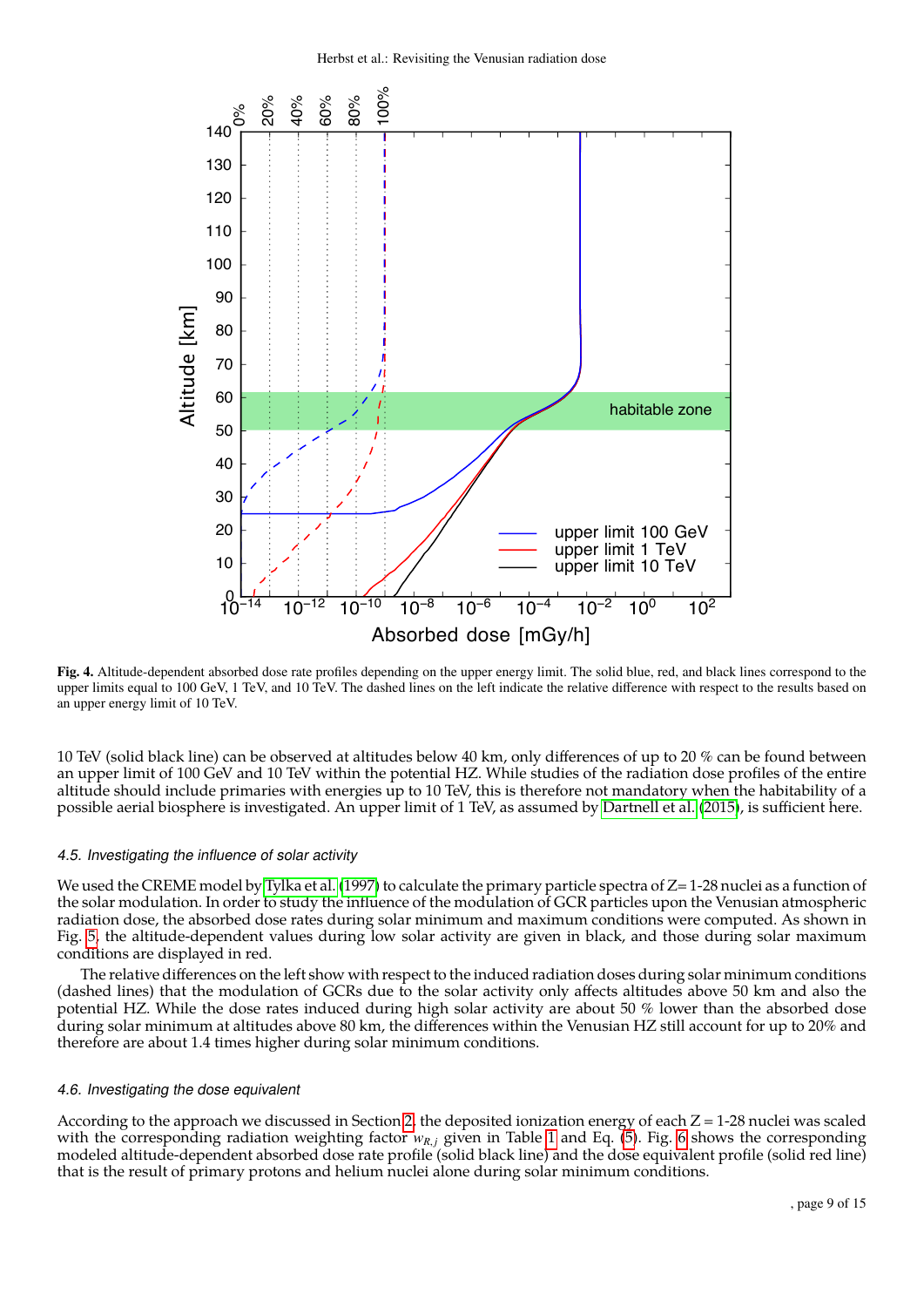Fig. 4. Altitude-dependent absorbed dose rate profiles depending on the upper energy limit. The solid blue, red, and black lines correspond to the upper limits equal to 100 GeV, 1 TeV, and 10 TeV. The dashed lines on the left indicate the relative difference with respect to the results based on an upper energy limit of 10 TeV.

10 TeV (solid black line) can be observed at altitudes below 40 km, only differences of up to 20 % can be found between an upper limit of 100 GeV and 10 TeV within the potential HZ. While studies of the radiation dose profiles of the entire altitude should include primaries with energies up to 10 TeV, this is therefore not mandatory when the habitability of a possible aerial biosphere is investigated. An upper limit of 1 TeV, as assumed by Dartnell et al. (2015), is sufficient here.

### 4.5. Investigating the influence of solar activity

We used the CREME model by Tylka et al. (1997) to calculate the primary particle spectra of Z= 1-28 nuclei as a function of the solar modulation. In order to study the influence of the modulation of GCR particles upon the Venusian atmospheric radiation dose, the absorbed dose rates during solar minimum and maximum conditions were computed. As shown in Fig. 5, the altitude-dependent values during low solar activity are given in black, and those during solar maximum conditions are displayed in red.

The relative differences on the left show with respect to the induced radiation doses during solar minimum conditions (dashed lines) that the modulation of GCRs due to the solar activity only affects altitudes above 50 km and also the potential HZ. While the dose rates induced during high solar activity are about 50 % lower than the absorbed dose during solar minimum at altitudes above 80 km, the differences within the Venusian HZ still account for up to 20% and therefore are about 1.4 times higher during solar minimum conditions.

### 4.6. Investigating the dose equivalent

According to the approach we discussed in Section 2, the deposited ionization energy of each Z = 1-28 nuclei was scaled with the corresponding radiation weighting factor $w_{R,j}$ given in Table 1 and Eq. (5). Fig. 6 shows the corresponding modeled altitude-dependent absorbed dose rate profile (solid black line) and the dose equivalent profile (solid red line) that is the result of primary protons and helium nuclei alone during solar minimum conditions.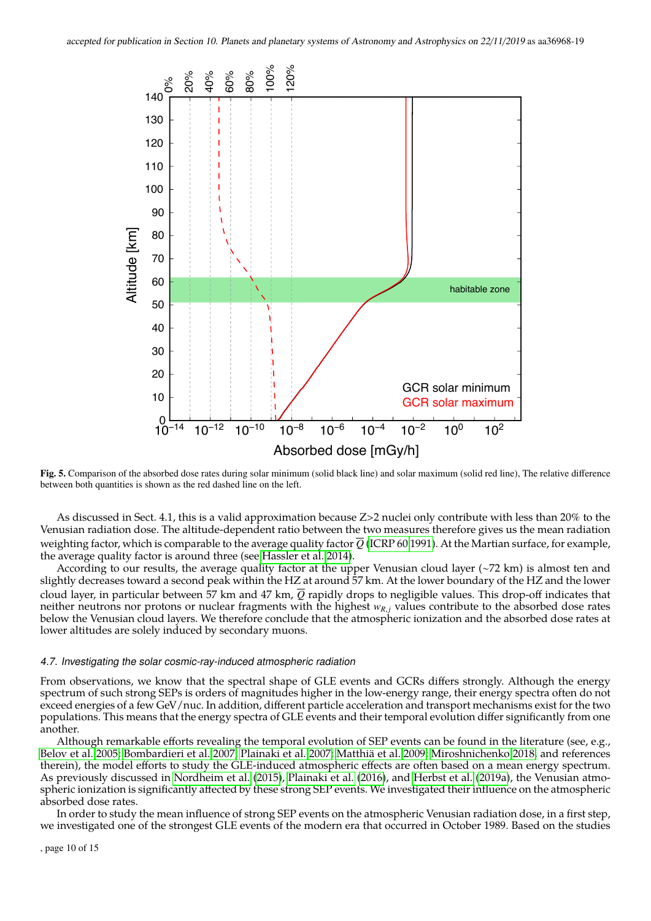**Fig. 5.** Comparison of the absorbed dose rates during solar minimum (solid black line) and solar maximum (solid red line), The relative difference between both quantities is shown as the red dashed line on the left.

As discussed in Sect. 4.1, this is a valid approximation because Z>2 nuclei only contribute with less than 20% to the Venusian radiation dose. The altitude-dependent ratio between the two measures therefore gives us the mean radiation weighting factor, which is comparable to the average quality factor $\overline{Q}$ (ICRP 60 1991). At the Martian surface, for example, the average quality factor is around three (see Hassler et al. 2014).

According to our results, the average quality factor at the upper Venusian cloud layer (~72 km) is almost ten and slightly decreases toward a second peak within the HZ at around 57 km. At the lower boundary of the HZ and the lower cloud layer, in particular between 57 km and 47 km, $\overline{Q}$ rapidly drops to negligible values. This drop-off indicates that neither neutrons nor protons or nuclear fragments with the highest $w_{R,j}$ values contribute to the absorbed dose rates below the Venusian cloud layers. We therefore conclude that the atmospheric ionization and the absorbed dose rates at lower altitudes are solely induced by secondary muons.

### 4.7. Investigating the solar cosmic-ray-induced atmospheric radiation

From observations, we know that the spectral shape of GLE events and GCRs differs strongly. Although the energy spectrum of such strong SEPs is orders of magnitudes higher in the low-energy range, their energy spectra often do not exceed energies of a few GeV/nuc. In addition, different particle acceleration and transport mechanisms exist for the two populations. This means that the energy spectra of GLE events and their temporal evolution differ significantly from one another.

Although remarkable efforts revealing the temporal evolution of SEP events can be found in the literature (see, e.g., Belov et al. 2005; Bombardieri et al. 2007; Plainaki et al. 2007; Matthiä et al. 2009; Miroshnichenko 2018, and references therein), the model efforts to study the GLE-induced atmospheric effects are often based on a mean energy spectrum. As previously discussed in Nordheim et al. (2015), Plainaki et al. (2016), and Herbst et al. (2019a), the Venusian atmospheric ionization is significantly affected by these strong SEP events. We investigated their influence on the atmospheric absorbed dose rates.

In order to study the mean influence of strong SEP events on the atmospheric Venusian radiation dose, in a first step, we investigated one of the strongest GLE events of the modern era that occurred in October 1989. Based on the studies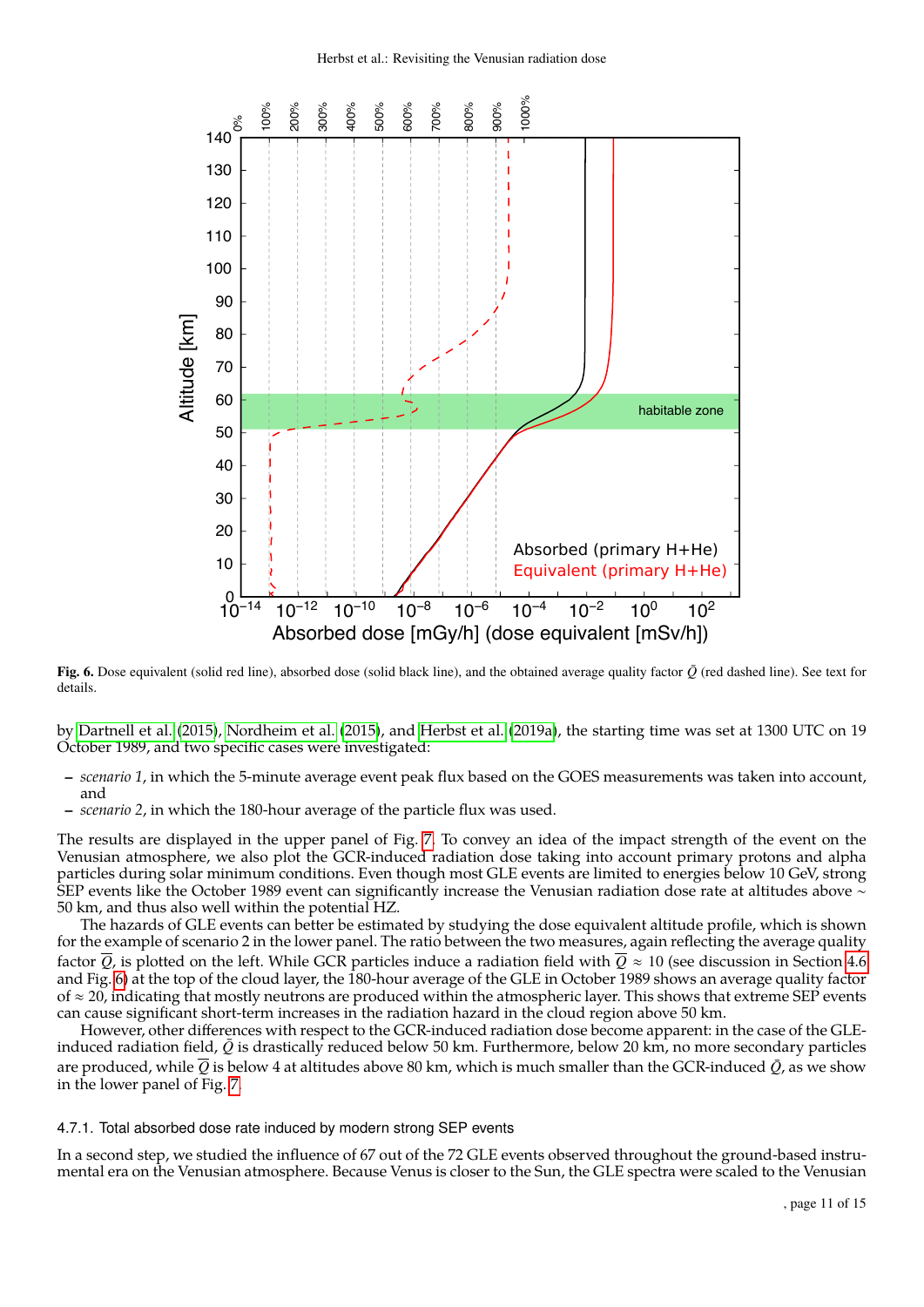**Fig. 6.** Dose equivalent (solid red line), absorbed dose (solid black line), and the obtained average quality factor $\bar{Q}$ (red dashed line). See text for details.

by Dartnell et al. (2015), Nordheim et al. (2015), and Herbst et al. (2019a), the starting time was set at 1300 UTC on 19 October 1989, and two specific cases were investigated:

- *scenario 1*, in which the 5-minute average event peak flux based on the GOES measurements was taken into account, and
- *scenario 2*, in which the 180-hour average of the particle flux was used.

The results are displayed in the upper panel of Fig. 7. To convey an idea of the impact strength of the event on the Venusian atmosphere, we also plot the GCR-induced radiation dose taking into account primary protons and alpha particles during solar minimum conditions. Even though most GLE events are limited to energies below 10 GeV, strong SEP events like the October 1989 event can significantly increase the Venusian radiation dose rate at altitudes above ∼ 50 km, and thus also well within the potential HZ.

The hazards of GLE events can better be estimated by studying the dose equivalent altitude profile, which is shown for the example of scenario 2 in the lower panel. The ratio between the two measures, again reflecting the average quality factor $\overline{Q}$, is plotted on the left. While GCR particles induce a radiation field with $\overline{Q} \approx 10$ (see discussion in Section 4.6 and Fig. 6) at the top of the cloud layer, the 180-hour average of the GLE in October 1989 shows an average quality factor of ≈ 20, indicating that mostly neutrons are produced within the atmospheric layer. This shows that extreme SEP events can cause significant short-term increases in the radiation hazard in the cloud region above 50 km.

However, other differences with respect to the GCR-induced radiation dose become apparent: in the case of the GLE-induced radiation field, $\bar{Q}$ is drastically reduced below 50 km. Furthermore, below 20 km, no more secondary particles are produced, while $\overline{Q}$ is below 4 at altitudes above 80 km, which is much smaller than the GCR-induced $\bar{Q}$, as we show in the lower panel of Fig. 7.

#### 4.7.1. Total absorbed dose rate induced by modern strong SEP events

In a second step, we studied the influence of 67 out of the 72 GLE events observed throughout the ground-based instrumental era on the Venusian atmosphere. Because Venus is closer to the Sun, the GLE spectra were scaled to the Venusian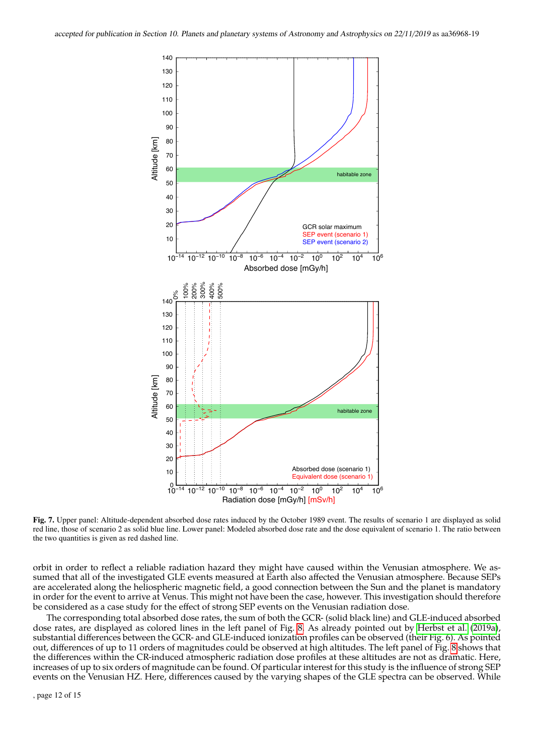**Fig. 7.** Upper panel: Altitude-dependent absorbed dose rates induced by the October 1989 event. The results of scenario 1 are displayed as solid red line, those of scenario 2 as solid blue line. Lower panel: Modeled absorbed dose rate and the dose equivalent of scenario 1. The ratio between the two quantities is given as red dashed line.

orbit in order to reflect a reliable radiation hazard they might have caused within the Venusian atmosphere. We assumed that all of the investigated GLE events measured at Earth also affected the Venusian atmosphere. Because SEPs are accelerated along the heliospheric magnetic field, a good connection between the Sun and the planet is mandatory in order for the event to arrive at Venus. This might not have been the case, however. This investigation should therefore be considered as a case study for the effect of strong SEP events on the Venusian radiation dose.

The corresponding total absorbed dose rates, the sum of both the GCR- (solid black line) and GLE-induced absorbed dose rates, are displayed as colored lines in the left panel of Fig. 8. As already pointed out by Herbst et al. (2019a), substantial differences between the GCR- and GLE-induced ionization profiles can be observed (their Fig. 6). As pointed out, differences of up to 11 orders of magnitudes could be observed at high altitudes. The left panel of Fig. 8 shows that the differences within the CR-induced atmospheric radiation dose profiles at these altitudes are not as dramatic. Here, increases of up to six orders of magnitude can be found. Of particular interest for this study is the influence of strong SEP events on the Venusian HZ. Here, differences caused by the varying shapes of the GLE spectra can be observed. While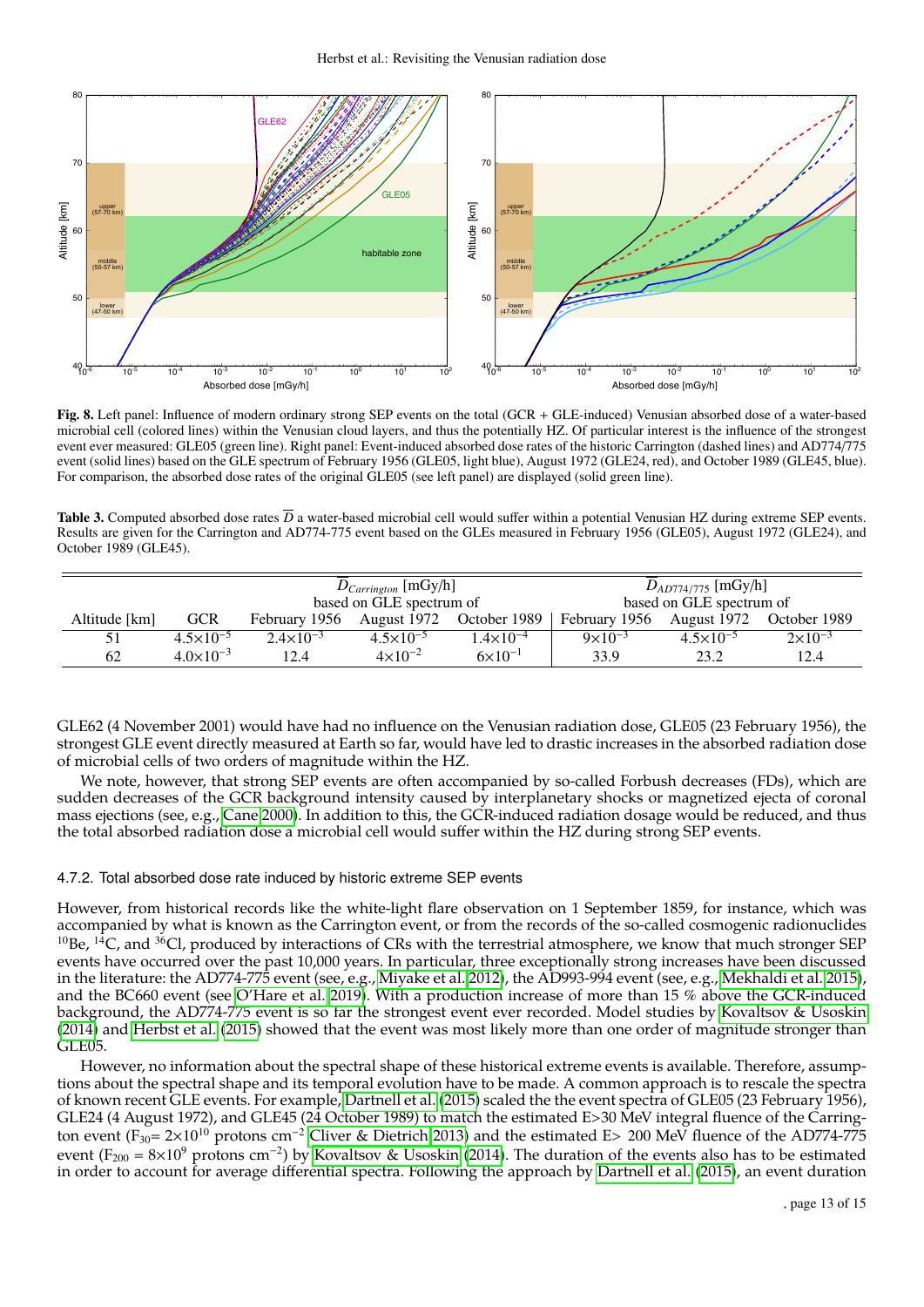**Fig. 8.** Left panel: Influence of modern ordinary strong SEP events on the total (GCR + GLE-induced) Venusian absorbed dose of a water-based microbial cell (colored lines) within the Venusian cloud layers, and thus the potentially HZ. Of particular interest is the influence of the strongest event ever measured: GLE05 (green line). Right panel: Event-induced absorbed dose rates of the historic Carrington (dashed lines) and AD774/775 event (solid lines) based on the GLE spectrum of February 1956 (GLE05, light blue), August 1972 (GLE24, red), and October 1989 (GLE45, blue). For comparison, the absorbed dose rates of the original GLE05 (see left panel) are displayed (solid green line).

**Table 3.** Computed absorbed dose rates $\overline{D}$ a water-based microbial cell would suffer within a potential Venusian HZ during extreme SEP events. Results are given for the Carrington and AD774-775 event based on the GLEs measured in February 1956 (GLE05), August 1972 (GLE24), and October 1989 (GLE45).

| | | $\overline{D}_{Carrington}$ [mGy/h] based on GLE spectrum of | | | $\overline{D}_{AD774/775}$ [mGy/h] based on GLE spectrum of | | |
|---|---|---|---|---|---|---|---|
| Altitude [km] | GCR | February 1956 | August 1972 | October 1989 | February 1956 | August 1972 | October 1989 |
| 51 | $4.5{\times}10^{-5}$ | $2.4{\times}10^{-3}$ | $4.5{\times}10^{-5}$ | $1.4{\times}10^{-4}$ | $9{\times}10^{-3}$ | $4.5{\times}10^{-5}$ | $2{\times}10^{-3}$ |
| 62 | $4.0{\times}10^{-3}$ | 12.4 | $4{\times}10^{-2}$ | $6{\times}10^{-1}$ | 33.9 | 23.2 | 12.4 |

GLE62 (4 November 2001) would have had no influence on the Venusian radiation dose, GLE05 (23 February 1956), the strongest GLE event directly measured at Earth so far, would have led to drastic increases in the absorbed radiation dose of microbial cells of two orders of magnitude within the HZ.

We note, however, that strong SEP events are often accompanied by so-called Forbush decreases (FDs), which are sudden decreases of the GCR background intensity caused by interplanetary shocks or magnetized ejecta of coronal mass ejections (see, e.g., Cane 2000). In addition to this, the GCR-induced radiation dosage would be reduced, and thus the total absorbed radiation dose a microbial cell would suffer within the HZ during strong SEP events.

#### 4.7.2. Total absorbed dose rate induced by historic extreme SEP events

However, from historical records like the white-light flare observation on 1 September 1859, for instance, which was accompanied by what is known as the Carrington event, or from the records of the so-called cosmogenic radionuclides $^{10}$Be, $^{14}$C, and $^{36}$Cl, produced by interactions of CRs with the terrestrial atmosphere, we know that much stronger SEP events have occurred over the past 10,000 years. In particular, three exceptionally strong increases have been discussed in the literature: the AD774-775 event (see, e.g., Miyake et al. 2012), the AD993-994 event (see, e.g., Mekhaldi et al. 2015), and the BC660 event (see O'Hare et al. 2019). With a production increase of more than 15 % above the GCR-induced background, the AD774-775 event is so far the strongest event ever recorded. Model studies by Kovaltsov & Usoskin (2014) and Herbst et al. (2015) showed that the event was most likely more than one order of magnitude stronger than GLE05.

However, no information about the spectral shape of these historical extreme events is available. Therefore, assumptions about the spectral shape and its temporal evolution have to be made. A common approach is to rescale the spectra of known recent GLE events. For example, Dartnell et al. (2015) scaled the the event spectra of GLE05 (23 February 1956), GLE24 (4 August 1972), and GLE45 (24 October 1989) to match the estimated E>30 MeV integral fluence of the Carrington event ($F_{30}$= $2{\times}10^{10}$ protons cm$^{-2}$ Cliver & Dietrich 2013) and the estimated E> 200 MeV fluence of the AD774-775 event ($F_{200}$ = $8{\times}10^{9}$ protons cm$^{-2}$) by Kovaltsov & Usoskin (2014). The duration of the events also has to be estimated in order to account for average differential spectra. Following the approach by Dartnell et al. (2015), an event duration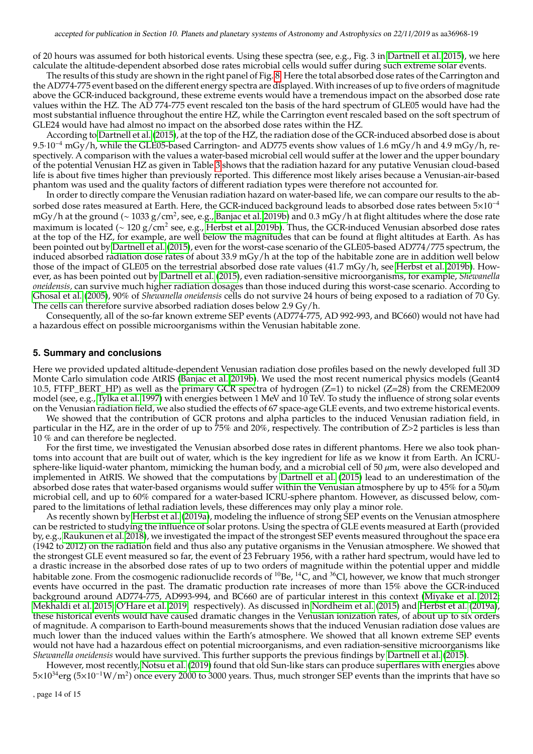of 20 hours was assumed for both historical events. Using these spectra (see, e.g., Fig. 3 in Dartnell et al. 2015), we here calculate the altitude-dependent absorbed dose rates microbial cells would suffer during such extreme solar events.

The results of this study are shown in the right panel of Fig. 8. Here the total absorbed dose rates of the Carrington and the AD774-775 event based on the different energy spectra are displayed. With increases of up to five orders of magnitude above the GCR-induced background, these extreme events would have a tremendous impact on the absorbed dose rate values within the HZ. The AD 774-775 event rescaled ton the basis of the hard spectrum of GLE05 would have had the most substantial influence throughout the entire HZ, while the Carrington event rescaled based on the soft spectrum of GLE24 would have had almost no impact on the absorbed dose rates within the HZ.

According to Dartnell et al. (2015), at the top of the HZ, the radiation dose of the GCR-induced absorbed dose is about $9.5 \cdot 10^{-4}$ mGy/h, while the GLE05-based Carrington- and AD775 events show values of 1.6 mGy/h and 4.9 mGy/h, respectively. A comparison with the values a water-based microbial cell would suffer at the lower and the upper boundary of the potential Venusian HZ as given in Table 3 shows that the radiation hazard for any putative Venusian cloud-based life is about five times higher than previously reported. This difference most likely arises because a Venusian-air-based phantom was used and the quality factors of different radiation types were therefore not accounted for.

In order to directly compare the Venusian radiation hazard on water-based life, we can compare our results to the absorbed dose rates measured at Earth. Here, the GCR-induced background leads to absorbed dose rates between $5{\times}10^{-4}$ mGy/h at the ground (~ 1033 g/cm$^2$, see, e.g., Banjac et al. 2019b) and 0.3 mGy/h at flight altitudes where the dose rate maximum is located (~ 120 g/cm$^2$ see, e.g., Herbst et al. 2019b). Thus, the GCR-induced Venusian absorbed dose rates at the top of the HZ, for example, are well below the magnitudes that can be found at flight altitudes at Earth. As has been pointed out by Dartnell et al. (2015), even for the worst-case scenario of the GLE05-based AD774/775 spectrum, the induced absorbed radiation dose rates of about 33.9 mGy/h at the top of the habitable zone are in addition well below those of the impact of GLE05 on the terrestrial absorbed dose rate values (41.7 mGy/h, see Herbst et al. 2019b). However, as has been pointed out by Dartnell et al. (2015), even radiation-sensitive microorganisms, for example, *Shewanella oneidensis*, can survive much higher radiation dosages than those induced during this worst-case scenario. According to Ghosal et al. (2005), 90% of *Shewanella oneidensis* cells do not survive 24 hours of being exposed to a radiation of 70 Gy. The cells can therefore survive absorbed radiation doses below 2.9 Gy/h.

Consequently, all of the so-far known extreme SEP events (AD774-775, AD 992-993, and BC660) would not have had a hazardous effect on possible microorganisms within the Venusian habitable zone.

## 5. Summary and conclusions

Here we provided updated altitude-dependent Venusian radiation dose profiles based on the newly developed full 3D Monte Carlo simulation code AtRIS (Banjac et al. 2019b). We used the most recent numerical physics models (Geant4 10.5, FTFP_BERT_HP) as well as the primary GCR spectra of hydrogen (Z=1) to nickel (Z=28) from the CREME2009 model (see, e.g., Tylka et al. 1997) with energies between 1 MeV and 10 TeV. To study the influence of strong solar events on the Venusian radiation field, we also studied the effects of 67 space-age GLE events, and two extreme historical events.

We showed that the contribution of GCR protons and alpha particles to the induced Venusian radiation field, in particular in the HZ, are in the order of up to 75% and 20%, respectively. The contribution of Z>2 particles is less than 10 % and can therefore be neglected.

For the first time, we investigated the Venusian absorbed dose rates in different phantoms. Here we also took phantoms into account that are built out of water, which is the key ingredient for life as we know it from Earth. An ICRU-sphere-like liquid-water phantom, mimicking the human body, and a microbial cell of 50 $\mu$m, were also developed and implemented in AtRIS. We showed that the computations by Dartnell et al. (2015) lead to an underestimation of the absorbed dose rates that water-based organisms would suffer within the Venusian atmosphere by up to 45% for a 50$\mu$m microbial cell, and up to 60% compared for a water-based ICRU-sphere phantom. However, as discussed below, compared to the limitations of lethal radiation levels, these differences may only play a minor role.

As recently shown by Herbst et al. (2019a), modeling the influence of strong SEP events on the Venusian atmosphere can be restricted to studying the influence of solar protons. Using the spectra of GLE events measured at Earth (provided by, e.g., Raukunen et al. 2018), we investigated the impact of the strongest SEP events measured throughout the space era (1942 to 2012) on the radiation field and thus also any putative organisms in the Venusian atmosphere. We showed that the strongest GLE event measured so far, the event of 23 February 1956, with a rather hard spectrum, would have led to a drastic increase in the absorbed dose rates of up to two orders of magnitude within the potential upper and middle habitable zone. From the cosmogenic radionuclide records of $^{10}$Be, $^{14}$C, and $^{36}$Cl, however, we know that much stronger events have occurred in the past. The dramatic production rate increases of more than 15% above the GCR-induced background around AD774-775, AD993-994, and BC660 are of particular interest in this context (Miyake et al. 2012; Mekhaldi et al. 2015; O'Hare et al. 2019, respectively). As discussed in Nordheim et al. (2015) and Herbst et al. (2019a), these historical events would have caused dramatic changes in the Venusian ionization rates, of about up to six orders of magnitude. A comparison to Earth-bound measurements shows that the induced Venusian radiation dose values are much lower than the induced values within the Earth's atmosphere. We showed that all known extreme SEP events would not have had a hazardous effect on potential microorganisms, and even radiation-sensitive microorganisms like *Shewanella oneidensis* would have survived. This further supports the previous findings by Dartnell et al. (2015).

However, most recently, Notsu et al. (2019) found that old Sun-like stars can produce superflares with energies above $5{\times}10^{34}$erg ($5{\times}10^{-1}$W/m$^2$) once every 2000 to 3000 years. Thus, much stronger SEP events than the imprints that have so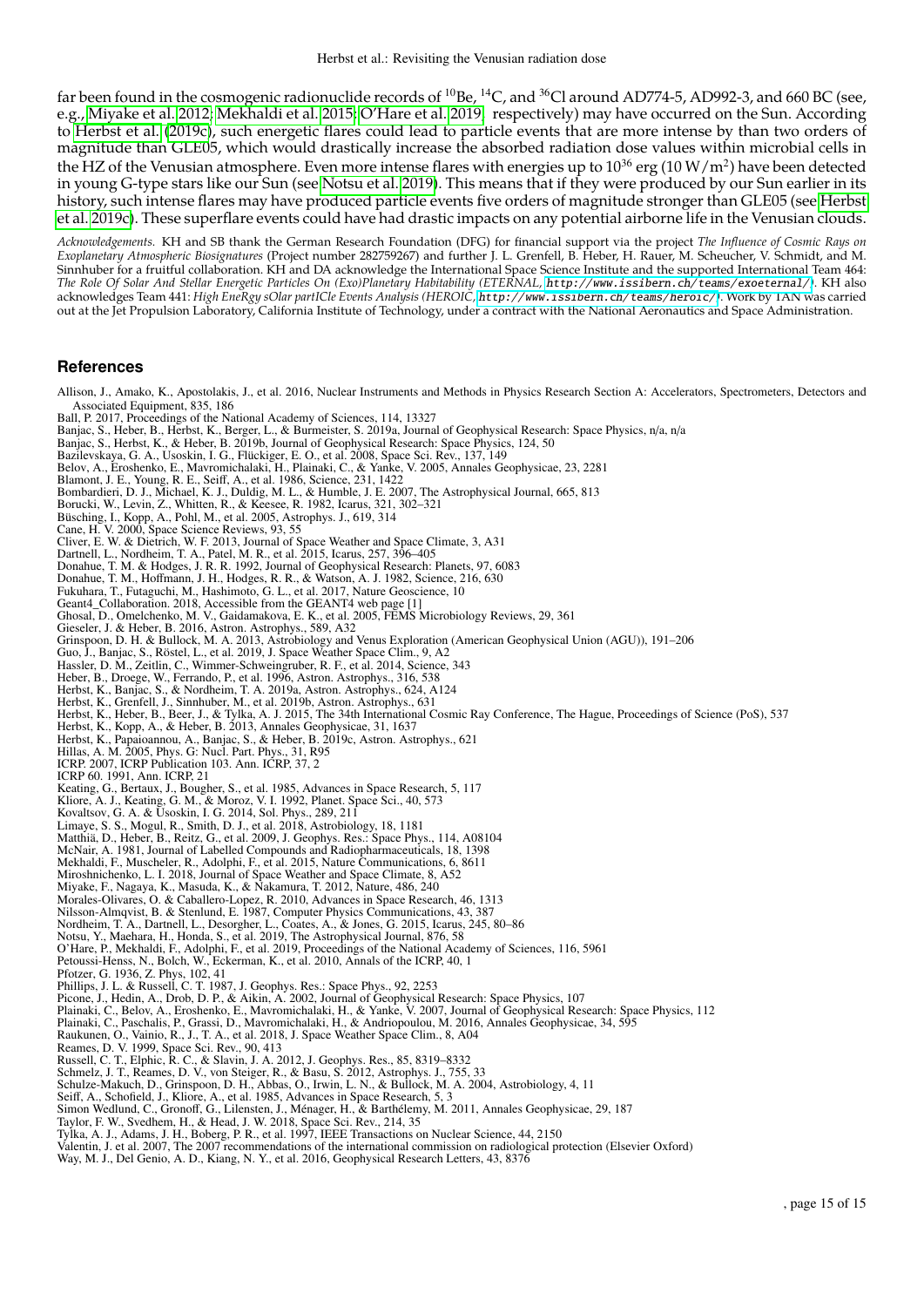far been found in the cosmogenic radionuclide records of $^{10}$Be, $^{14}$C, and $^{36}$Cl around AD774-5, AD992-3, and 660 BC (see, e.g., Miyake et al. 2012; Mekhaldi et al. 2015; O'Hare et al. 2019, respectively) may have occurred on the Sun. According to Herbst et al. (2019c), such energetic flares could lead to particle events that are more intense by than two orders of magnitude than GLE05, which would drastically increase the absorbed radiation dose values within microbial cells in the HZ of the Venusian atmosphere. Even more intense flares with energies up to $10^{36}$ erg (10 W/m$^2$) have been detected in young G-type stars like our Sun (see Notsu et al. 2019). This means that if they were produced by our Sun earlier in its history, such intense flares may have produced particle events five orders of magnitude stronger than GLE05 (see Herbst et al. 2019c). These superflare events could have had drastic impacts on any potential airborne life in the Venusian clouds.

*Acknowledgements.* KH and SB thank the German Research Foundation (DFG) for financial support via the project *The Influence of Cosmic Rays on Exoplanetary Atmospheric Biosignatures* (Project number 282759267) and further J. L. Grenfell, B. Heber, H. Rauer, M. Scheucher, V. Schmidt, and M. Sinnhuber for a fruitful collaboration. KH and DA acknowledge the International Space Science Institute and the supported International Team 464: *The Role Of Solar And Stellar Energetic Particles On (Exo)Planetary Habitability (ETERNAL,* `http://www.issibern.ch/teams/exoeternal/`). KH also acknowledges Team 441: *High EneRgy sOlar partICle Events Analysis (HEROIC,* `http://www.issibern.ch/teams/heroic/`). Work by TAN was carried out at the Jet Propulsion Laboratory, California Institute of Technology, under a contract with the National Aeronautics and Space Administration.

## References

Allison, J., Amako, K., Apostolakis, J., et al. 2016, Nuclear Instruments and Methods in Physics Research Section A: Accelerators, Spectrometers, Detectors and Associated Equipment, 835, 186

Ball, P. 2017, Proceedings of the National Academy of Sciences, 114, 13327

Banjac, S., Heber, B., Herbst, K., Berger, L., & Burmeister, S. 2019a, Journal of Geophysical Research: Space Physics, n/a, n/a

Banjac, S., Herbst, K., & Heber, B. 2019b, Journal of Geophysical Research: Space Physics, 124, 50

Bazilevskaya, G. A., Usoskin, I. G., Flückiger, E. O., et al. 2008, Space Sci. Rev., 137, 149

Belov, A., Eroshenko, E., Mavromichalaki, H., Plainaki, C., & Yanke, V. 2005, Annales Geophysicae, 23, 2281

Blamont, J. E., Young, R. E., Seiff, A., et al. 1986, Science, 231, 1422

Bombardieri, D. J., Michael, K. J., Duldig, M. L., & Humble, J. E. 2007, The Astrophysical Journal, 665, 813

Borucki, W., Levin, Z., Whitten, R., & Keesee, R. 1982, Icarus, 321, 302–321

Büsching, I., Kopp, A., Pohl, M., et al. 2005, Astrophys. J., 619, 314

Cane, H. V. 2000, Space Science Reviews, 93, 55

Cliver, E. W. & Dietrich, W. F. 2013, Journal of Space Weather and Space Climate, 3, A31

Dartnell, L., Nordheim, T. A., Patel, M. R., et al. 2015, Icarus, 257, 396–405

Donahue, T. M. & Hodges, J. R. R. 1992, Journal of Geophysical Research: Planets, 97, 6083

Donahue, T. M., Hoffmann, J. H., Hodges, R. R., & Watson, A. J. 1982, Science, 216, 630

Fukuhara, T., Futaguchi, M., Hashimoto, G. L., et al. 2017, Nature Geoscience, 10

Geant4_Collaboration. 2018, Accessible from the GEANT4 web page [1]

Ghosal, D., Omelchenko, M. V., Gaidamakova, E. K., et al. 2005, FEMS Microbiology Reviews, 29, 361

Gieseler, J. & Heber, B. 2016, Astron. Astrophys., 589, A32

Grinspoon, D. H. & Bullock, M. A. 2013, Astrobiology and Venus Exploration (American Geophysical Union (AGU)), 191–206

Guo, J., Banjac, S., Röstel, L., et al. 2019, J. Space Weather Space Clim., 9, A2

Hassler, D. M., Zeitlin, C., Wimmer-Schweingruber, R. F., et al. 2014, Science, 343

Heber, B., Droege, W., Ferrando, P., et al. 1996, Astron. Astrophys., 316, 538

Herbst, K., Banjac, S., & Nordheim, T. A. 2019a, Astron. Astrophys., 624, A124

Herbst, K., Grenfell, J., Sinnhuber, M., et al. 2019b, Astron. Astrophys., 631

Herbst, K., Heber, B., Beer, J., & Tylka, A. J. 2015, The 34th International Cosmic Ray Conference, The Hague, Proceedings of Science (PoS), 537

Herbst, K., Kopp, A., & Heber, B. 2013, Annales Geophysicae, 31, 1637

Herbst, K., Papaioannou, A., Banjac, S., & Heber, B. 2019c, Astron. Astrophys., 621

Hillas, A. M. 2005, Phys. G: Nucl. Part. Phys., 31, R95

ICRP. 2007, ICRP Publication 103. Ann. ICRP, 37, 2

ICRP 60. 1991, Ann. ICRP, 21

Keating, G., Bertaux, J., Bougher, S., et al. 1985, Advances in Space Research, 5, 117

Kliore, A. J., Keating, G. M., & Moroz, V. I. 1992, Planet. Space Sci., 40, 573

Kovaltsov, G. A. & Usoskin, I. G. 2014, Sol. Phys., 289, 211

Limaye, S. S., Mogul, R., Smith, D. J., et al. 2018, Astrobiology, 18, 1181

Matthiä, D., Heber, B., Reitz, G., et al. 2009, J. Geophys. Res.: Space Phys., 114, A08104

McNair, A. 1981, Journal of Labelled Compounds and Radiopharmaceuticals, 18, 1398

Mekhaldi, F., Muscheler, R., Adolphi, F., et al. 2015, Nature Communications, 6, 8611

Miroshnichenko, L. I. 2018, Journal of Space Weather and Space Climate, 8, A52

Miyake, F., Nagaya, K., Masuda, K., & Nakamura, T. 2012, Nature, 486, 240

Morales-Olivares, O. & Caballero-Lopez, R. 2010, Advances in Space Research, 46, 1313

Nilsson-Almqvist, B. & Stenlund, E. 1987, Computer Physics Communications, 43, 387

Nordheim, T. A., Dartnell, L., Desorgher, L., Coates, A., & Jones, G. 2015, Icarus, 245, 80–86

Notsu, Y., Maehara, H., Honda, S., et al. 2019, The Astrophysical Journal, 876, 58

O'Hare, P., Mekhaldi, F., Adolphi, F., et al. 2019, Proceedings of the National Academy of Sciences, 116, 5961

Petoussi-Henss, N., Bolch, W., Eckerman, K., et al. 2010, Annals of the ICRP, 40, 1

Pfotzer, G. 1936, Z. Phys, 102, 41

Phillips, J. L. & Russell, C. T. 1987, J. Geophys. Res.: Space Phys., 92, 2253

Picone, J., Hedin, A., Drob, D. P., & Aikin, A. 2002, Journal of Geophysical Research: Space Physics, 107

Plainaki, C., Belov, A., Eroshenko, E., Mavromichalaki, H., & Yanke, V. 2007, Journal of Geophysical Research: Space Physics, 112

Plainaki, C., Paschalis, P., Grassi, D., Mavromichalaki, H., & Andriopoulou, M. 2016, Annales Geophysicae, 34, 595

Raukunen, O., Vainio, R., J., T. A., et al. 2018, J. Space Weather Space Clim., 8, A04

Reames, D. V. 1999, Space Sci. Rev., 90, 413

Russell, C. T., Elphic, R. C., & Slavin, J. A. 2012, J. Geophys. Res., 85, 8319–8332

Schmelz, J. T., Reames, D. V., von Steiger, R., & Basu, S. 2012, Astrophys. J., 755, 33

Schulze-Makuch, D., Grinspoon, D. H., Abbas, O., Irwin, L. N., & Bullock, M. A. 2004, Astrobiology, 4, 11

Seiff, A., Schofield, J., Kliore, A., et al. 1985, Advances in Space Research, 5, 3

Simon Wedlund, C., Gronoff, G., Lilensten, J., Ménager, H., & Barthélemy, M. 2011, Annales Geophysicae, 29, 187

Taylor, F. W., Svedhem, H., & Head, J. W. 2018, Space Sci. Rev., 214, 35

Tylka, A. J., Adams, J. H., Boberg, P. R., et al. 1997, IEEE Transactions on Nuclear Science, 44, 2150

Valentin, J. et al. 2007, The 2007 recommendations of the international commission on radiological protection (Elsevier Oxford)

Way, M. J., Del Genio, A. D., Kiang, N. Y., et al. 2016, Geophysical Research Letters, 43, 8376